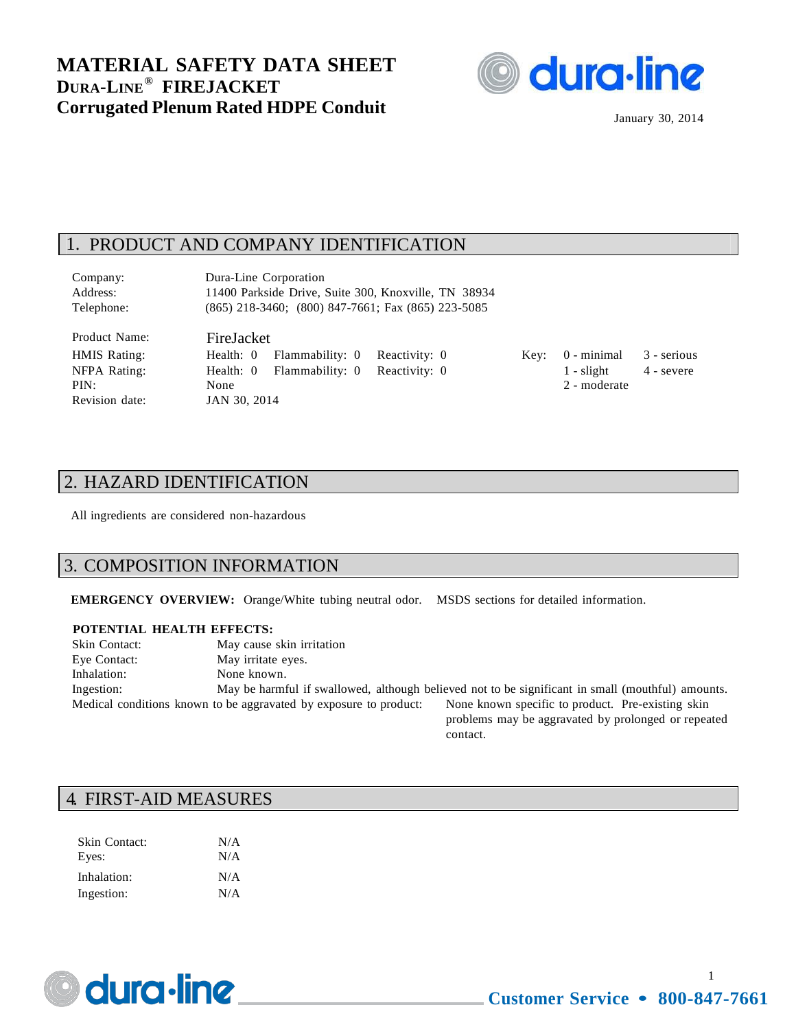# MATERIAL SAFETY DATA SHEET

## DURA-LINE® FIREJACKET

## Corrugated Plenum Rated HDPE Conduit

January 30, 2014

## 1. PRODUCT AND COMPANY IDENTIFICATION

| | |
|---|---|
| Company: | Dura-Line Corporation |
| Address: | 11400 Parkside Drive, Suite 300, Knoxville, TN 38934 |
| Telephone: | (865) 218-3460; (800) 847-7661; Fax (865) 223-5085 |

| | | | | | | |
|---|---|---|---|---|---|---|
| Product Name: | FireJacket | | | | | |
| HMIS Rating: | Health: 0 | Flammability: 0 | Reactivity: 0 | Key: | 0 - minimal | 3 - serious |
| NFPA Rating: | Health: 0 | Flammability: 0 | Reactivity: 0 | | 1 - slight | 4 - severe |
| PIN: | None | | | | 2 - moderate | |
| Revision date: | JAN 30, 2014 | | | | | |

## 2. HAZARD IDENTIFICATION

All ingredients are considered non-hazardous

## 3. COMPOSITION INFORMATION

**EMERGENCY OVERVIEW:** Orange/White tubing neutral odor. MSDS sections for detailed information.

**POTENTIAL HEALTH EFFECTS:**

| | |
|---|---|
| Skin Contact: | May cause skin irritation |
| Eye Contact: | May irritate eyes. |
| Inhalation: | None known. |
| Ingestion: | May be harmful if swallowed, although believed not to be significant in small (mouthful) amounts. |

Medical conditions known to be aggravated by exposure to product: None known specific to product. Pre-existing skin problems may be aggravated by prolonged or repeated contact.

## 4. FIRST-AID MEASURES

| | |
|---|---|
| Skin Contact: | N/A |
| Eyes: | N/A |
| Inhalation: | N/A |
| Ingestion: | N/A |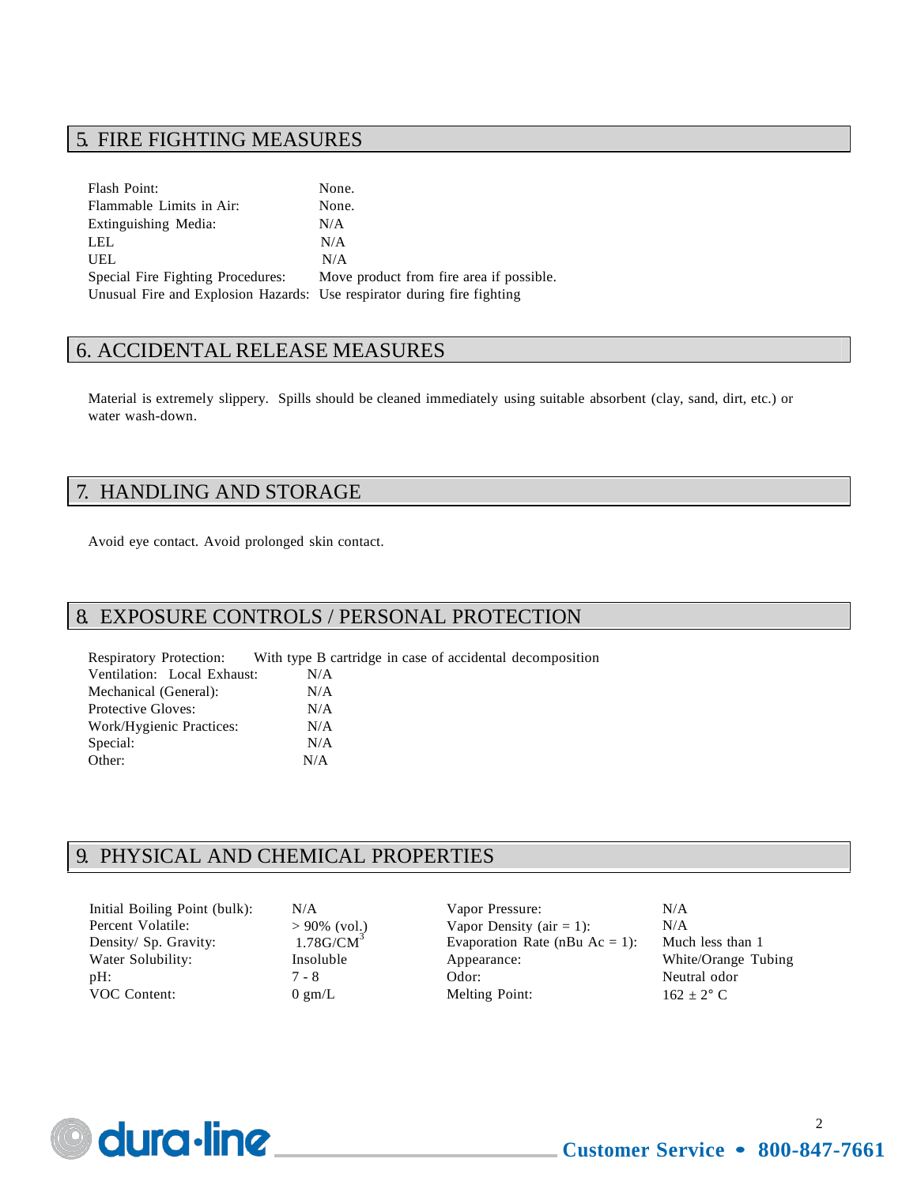## 5. FIRE FIGHTING MEASURES

| | |
|---|---|
| Flash Point: | None. |
| Flammable Limits in Air: | None. |
| Extinguishing Media: | N/A |
| LEL | N/A |
| UEL | N/A |
| Special Fire Fighting Procedures: | Move product from fire area if possible. |
| Unusual Fire and Explosion Hazards: | Use respirator during fire fighting |

## 6. ACCIDENTAL RELEASE MEASURES

Material is extremely slippery. Spills should be cleaned immediately using suitable absorbent (clay, sand, dirt, etc.) or water wash-down.

## 7. HANDLING AND STORAGE

Avoid eye contact. Avoid prolonged skin contact.

## 8. EXPOSURE CONTROLS / PERSONAL PROTECTION

| | |
|---|---|
| Respiratory Protection: | With type B cartridge in case of accidental decomposition |
| Ventilation: Local Exhaust: | N/A |
| Mechanical (General): | N/A |
| Protective Gloves: | N/A |
| Work/Hygienic Practices: | N/A |
| Special: | N/A |
| Other: | N/A |

## 9. PHYSICAL AND CHEMICAL PROPERTIES

| | | | |
|---|---|---|---|
| Initial Boiling Point (bulk): | N/A | Vapor Pressure: | N/A |
| Percent Volatile: | > 90% (vol.) | Vapor Density (air = 1): | N/A |
| Density/ Sp. Gravity: | 1.78G/CM$^3$ | Evaporation Rate (nBu Ac = 1): | Much less than 1 |
| Water Solubility: | Insoluble | Appearance: | White/Orange Tubing |
| pH: | 7 - 8 | Odor: | Neutral odor |
| VOC Content: | 0 gm/L | Melting Point: | 162 ± 2° C |

dura-line Customer Service • 800-847-7661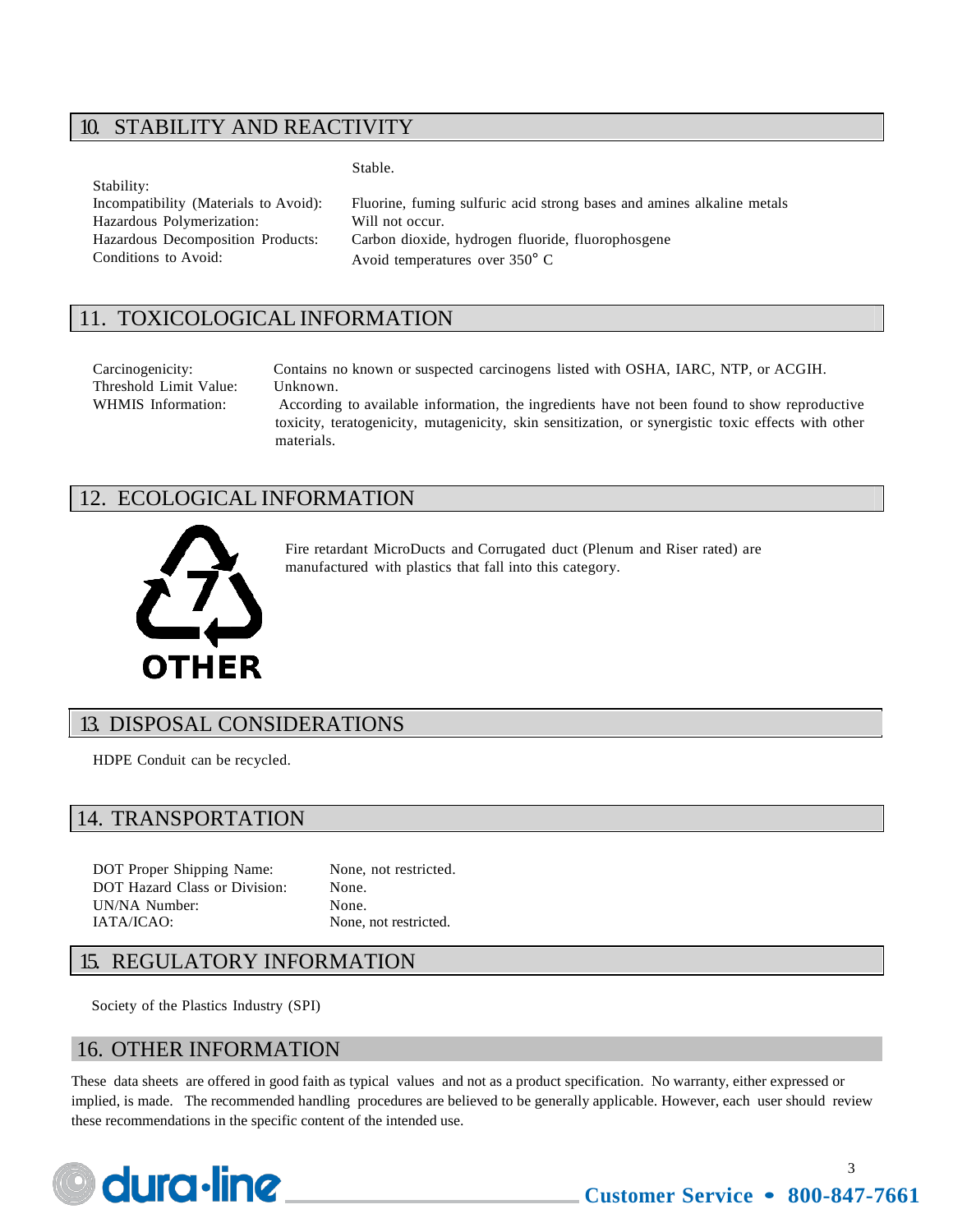## 10. STABILITY AND REACTIVITY

| | |
|---|---|
| Stability: | Stable. |
| Incompatibility (Materials to Avoid): | Fluorine, fuming sulfuric acid strong bases and amines alkaline metals |
| Hazardous Polymerization: | Will not occur. |
| Hazardous Decomposition Products: | Carbon dioxide, hydrogen fluoride, fluorophosgene |
| Conditions to Avoid: | Avoid temperatures over 350° C |

## 11. TOXICOLOGICAL INFORMATION

| | |
|---|---|
| Carcinogenicity: | Contains no known or suspected carcinogens listed with OSHA, IARC, NTP, or ACGIH. |
| Threshold Limit Value: | Unknown. |
| WHMIS Information: | According to available information, the ingredients have not been found to show reproductive toxicity, teratogenicity, mutagenicity, skin sensitization, or synergistic toxic effects with other materials. |

## 12. ECOLOGICAL INFORMATION

7
OTHER

Fire retardant MicroDucts and Corrugated duct (Plenum and Riser rated) are manufactured with plastics that fall into this category.

## 13. DISPOSAL CONSIDERATIONS

HDPE Conduit can be recycled.

## 14. TRANSPORTATION

| | |
|---|---|
| DOT Proper Shipping Name: | None, not restricted. |
| DOT Hazard Class or Division: | None. |
| UN/NA Number: | None. |
| IATA/ICAO: | None, not restricted. |

## 15. REGULATORY INFORMATION

Society of the Plastics Industry (SPI)

## 16. OTHER INFORMATION

These data sheets are offered in good faith as typical values and not as a product specification. No warranty, either expressed or implied, is made. The recommended handling procedures are believed to be generally applicable. However, each user should review these recommendations in the specific content of the intended use.

dura·line

**Customer Service • 800-847-7661**